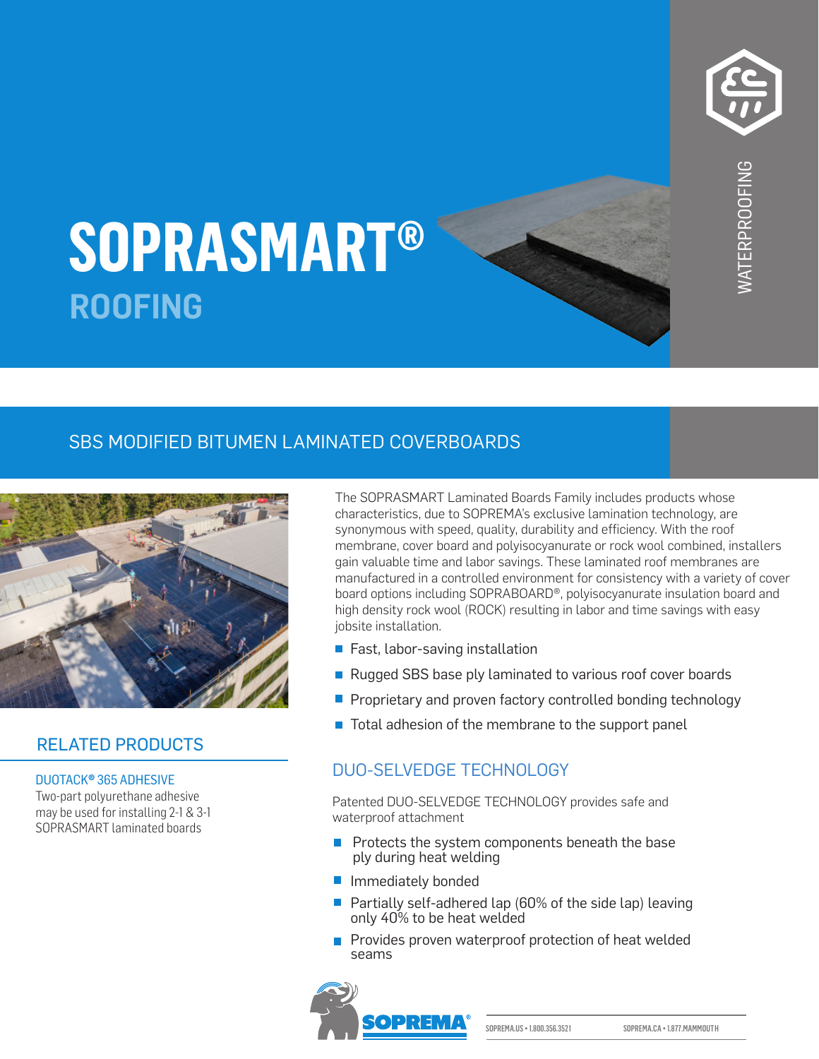# SOPRASMART®

## ROOFING

WATERPROOFING

## SBS MODIFIED BITUMEN LAMINATED COVERBOARDS

The SOPRASMART Laminated Boards Family includes products whose characteristics, due to SOPREMA's exclusive lamination technology, are synonymous with speed, quality, durability and efficiency. With the roof membrane, cover board and polyisocyanurate or rock wool combined, installers gain valuable time and labor savings. These laminated roof membranes are manufactured in a controlled environment for consistency with a variety of cover board options including SOPRABOARD®, polyisocyanurate insulation board and high density rock wool (ROCK) resulting in labor and time savings with easy jobsite installation.

- Fast, labor-saving installation
- Rugged SBS base ply laminated to various roof cover boards
- Proprietary and proven factory controlled bonding technology
- Total adhesion of the membrane to the support panel

### DUO-SELVEDGE TECHNOLOGY

Patented DUO-SELVEDGE TECHNOLOGY provides safe and waterproof attachment

- Protects the system components beneath the base ply during heat welding
- Immediately bonded
- Partially self-adhered lap (60% of the side lap) leaving only 40% to be heat welded
- Provides proven waterproof protection of heat welded seams

### RELATED PRODUCTS

**DUOTACK® 365 ADHESIVE**

Two-part polyurethane adhesive may be used for installing 2-1 & 3-1 SOPRASMART laminated boards

SOPREMA®

SOPREMA.US • 1.800.356.3521     SOPREMA.CA • 1.877.MAMMOUTH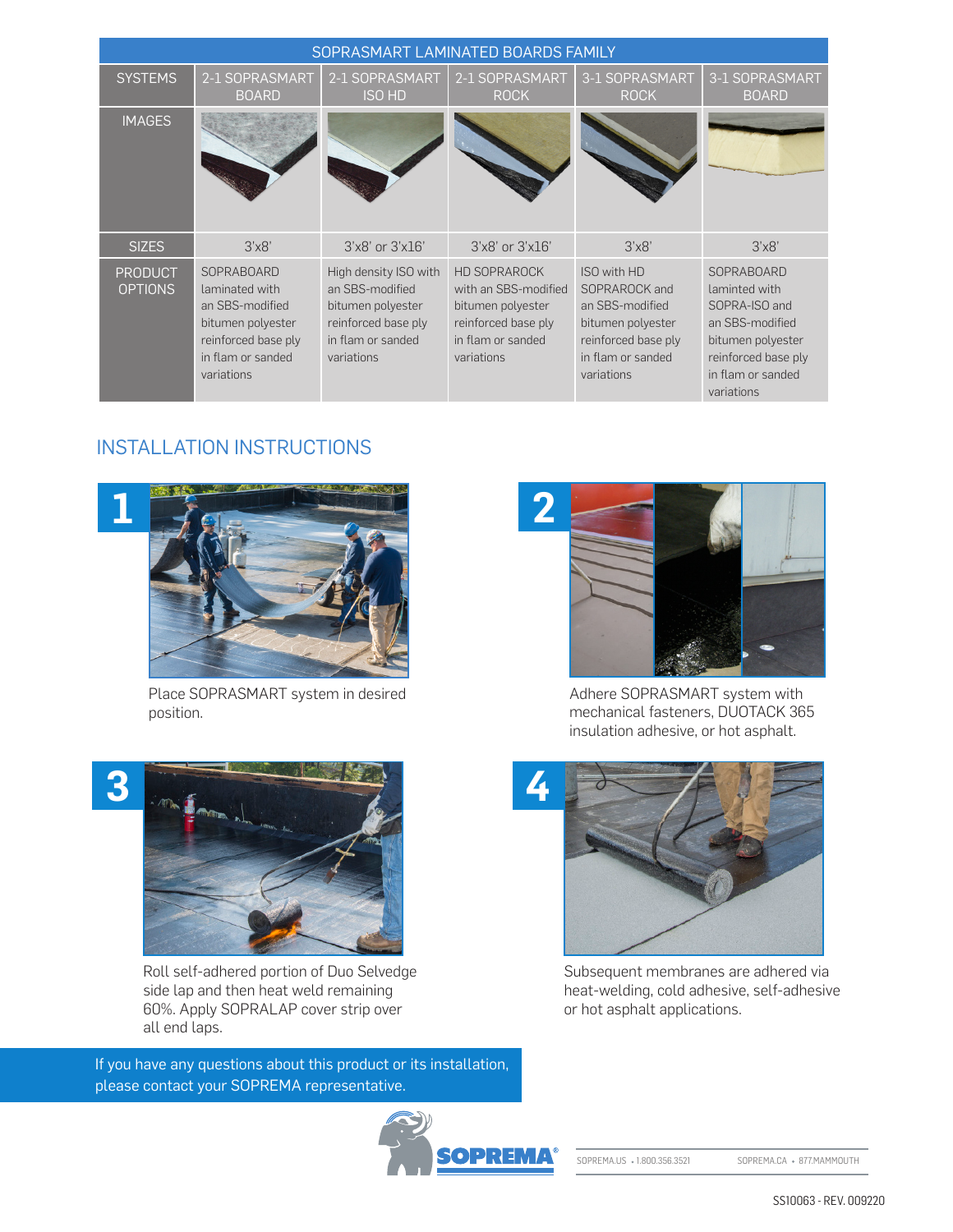| SOPRASMART LAMINATED BOARDS FAMILY | | | | | |
|---|---|---|---|---|---|
| SYSTEMS | 2-1 SOPRASMART BOARD | 2-1 SOPRASMART ISO HD | 2-1 SOPRASMART ROCK | 3-1 SOPRASMART ROCK | 3-1 SOPRASMART BOARD |
| IMAGES | | | | | |
| SIZES | 3'x8' | 3'x8' or 3'x16' | 3'x8' or 3'x16' | 3'x8' | 3'x8' |
| PRODUCT OPTIONS | SOPRABOARD laminated with an SBS-modified bitumen polyester reinforced base ply in flam or sanded variations | High density ISO with an SBS-modified bitumen polyester reinforced base ply in flam or sanded variations | HD SOPRAROCK with an SBS-modified bitumen polyester reinforced base ply in flam or sanded variations | ISO with HD SOPRAROCK and an SBS-modified bitumen polyester reinforced base ply in flam or sanded variations | SOPRABOARD laminted with SOPRA-ISO and an SBS-modified bitumen polyester reinforced base ply in flam or sanded variations |

## INSTALLATION INSTRUCTIONS

**1**

Place SOPRASMART system in desired position.

**2**

Adhere SOPRASMART system with mechanical fasteners, DUOTACK 365 insulation adhesive, or hot asphalt.

**3**

Roll self-adhered portion of Duo Selvedge side lap and then heat weld remaining 60%. Apply SOPRALAP cover strip over all end laps.

**4**

Subsequent membranes are adhered via heat-welding, cold adhesive, self-adhesive or hot asphalt applications.

If you have any questions about this product or its installation, please contact your SOPREMA representative.

SOPREMA®

SOPREMA.US • 1.800.356.3521 SOPREMA.CA • 877.MAMMOUTH

SS10063 - REV. 009220